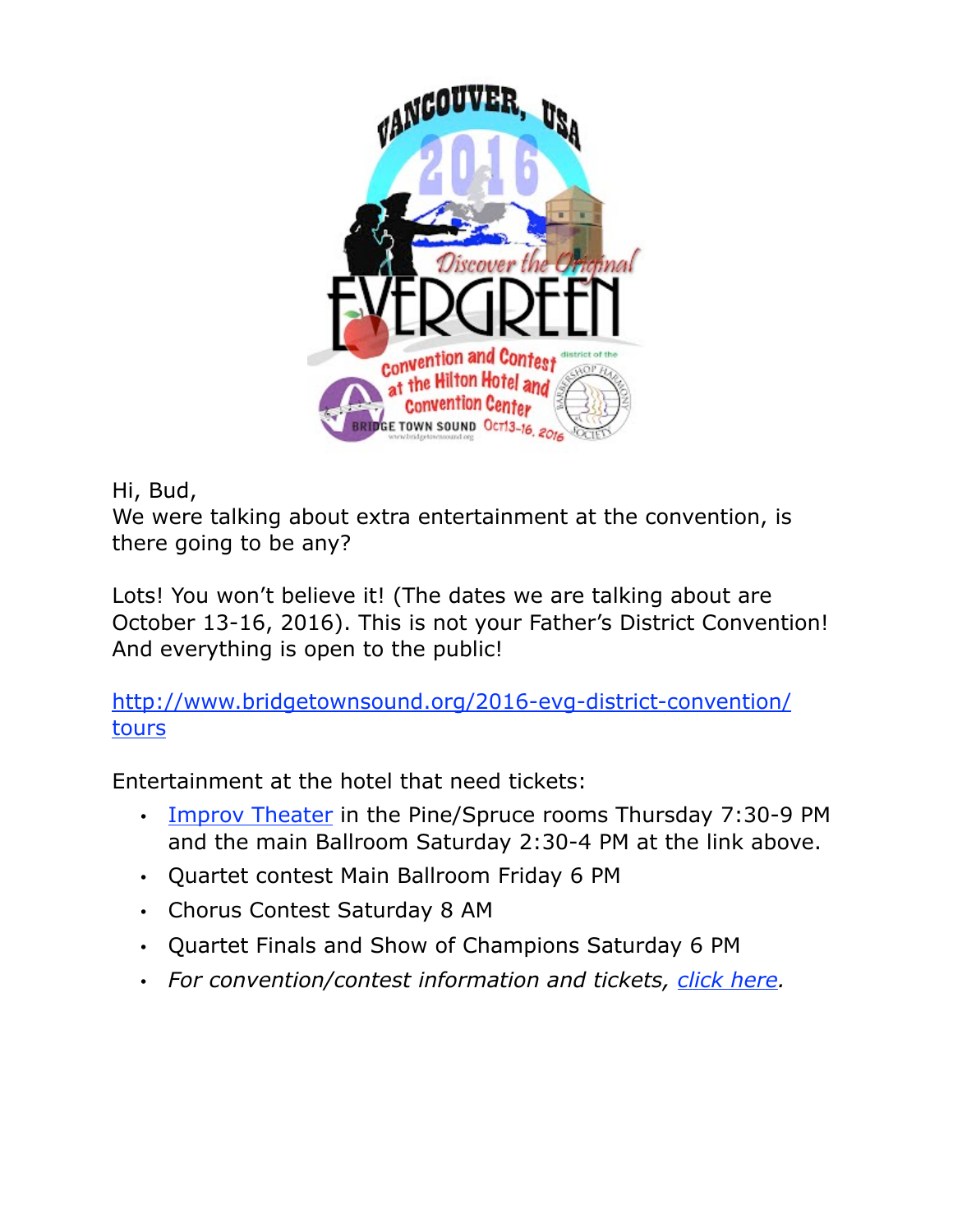Hi, Bud,
We were talking about extra entertainment at the convention, is there going to be any?

Lots! You won't believe it! (The dates we are talking about are October 13-16, 2016). This is not your Father's District Convention! And everything is open to the public!

http://www.bridgetownsound.org/2016-evg-district-convention/tours

Entertainment at the hotel that need tickets:

- Improv Theater in the Pine/Spruce rooms Thursday 7:30-9 PM and the main Ballroom Saturday 2:30-4 PM at the link above.
- Quartet contest Main Ballroom Friday 6 PM
- Chorus Contest Saturday 8 AM
- Quartet Finals and Show of Champions Saturday 6 PM
- *For convention/contest information and tickets, click here.*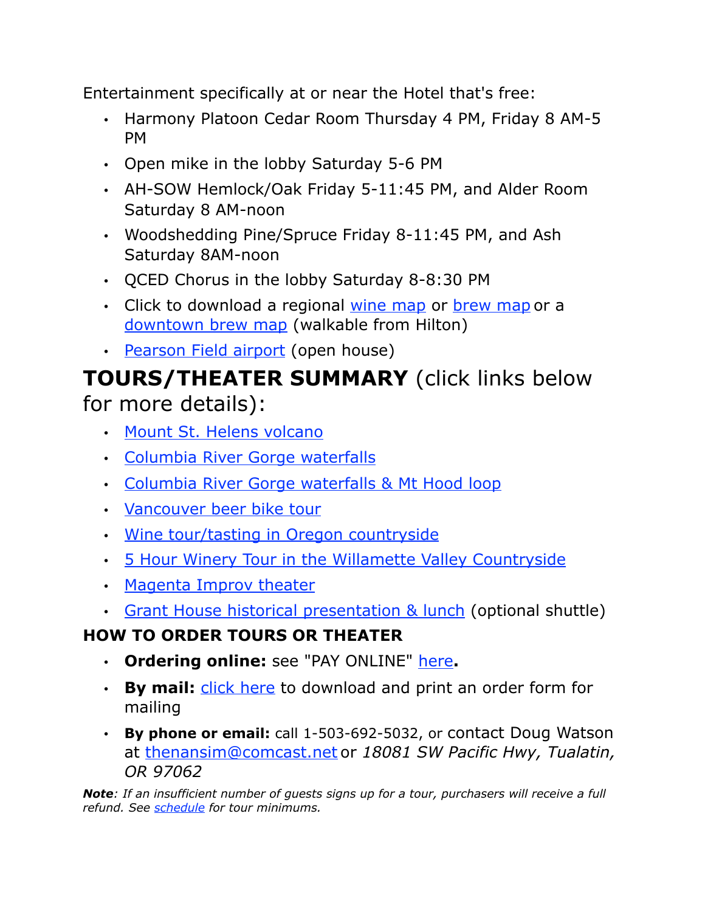Entertainment specifically at or near the Hotel that's free:

- Harmony Platoon Cedar Room Thursday 4 PM, Friday 8 AM-5 PM
- Open mike in the lobby Saturday 5-6 PM
- AH-SOW Hemlock/Oak Friday 5-11:45 PM, and Alder Room Saturday 8 AM-noon
- Woodshedding Pine/Spruce Friday 8-11:45 PM, and Ash Saturday 8AM-noon
- QCED Chorus in the lobby Saturday 8-8:30 PM
- Click to download a regional wine map or brew map or a downtown brew map (walkable from Hilton)
- Pearson Field airport (open house)

## **TOURS/THEATER SUMMARY** (click links below for more details):

- Mount St. Helens volcano
- Columbia River Gorge waterfalls
- Columbia River Gorge waterfalls & Mt Hood loop
- Vancouver beer bike tour
- Wine tour/tasting in Oregon countryside
- 5 Hour Winery Tour in the Willamette Valley Countryside
- Magenta Improv theater
- Grant House historical presentation & lunch (optional shuttle)

### HOW TO ORDER TOURS OR THEATER

- **Ordering online:** see "PAY ONLINE" here**.**
- **By mail:** click here to download and print an order form for mailing
- **By phone or email:** call 1-503-692-5032, or contact Doug Watson at thenansim@comcast.net or *18081 SW Pacific Hwy, Tualatin, OR 97062*

***Note**: If an insufficient number of guests signs up for a tour, purchasers will receive a full refund. See schedule for tour minimums.*